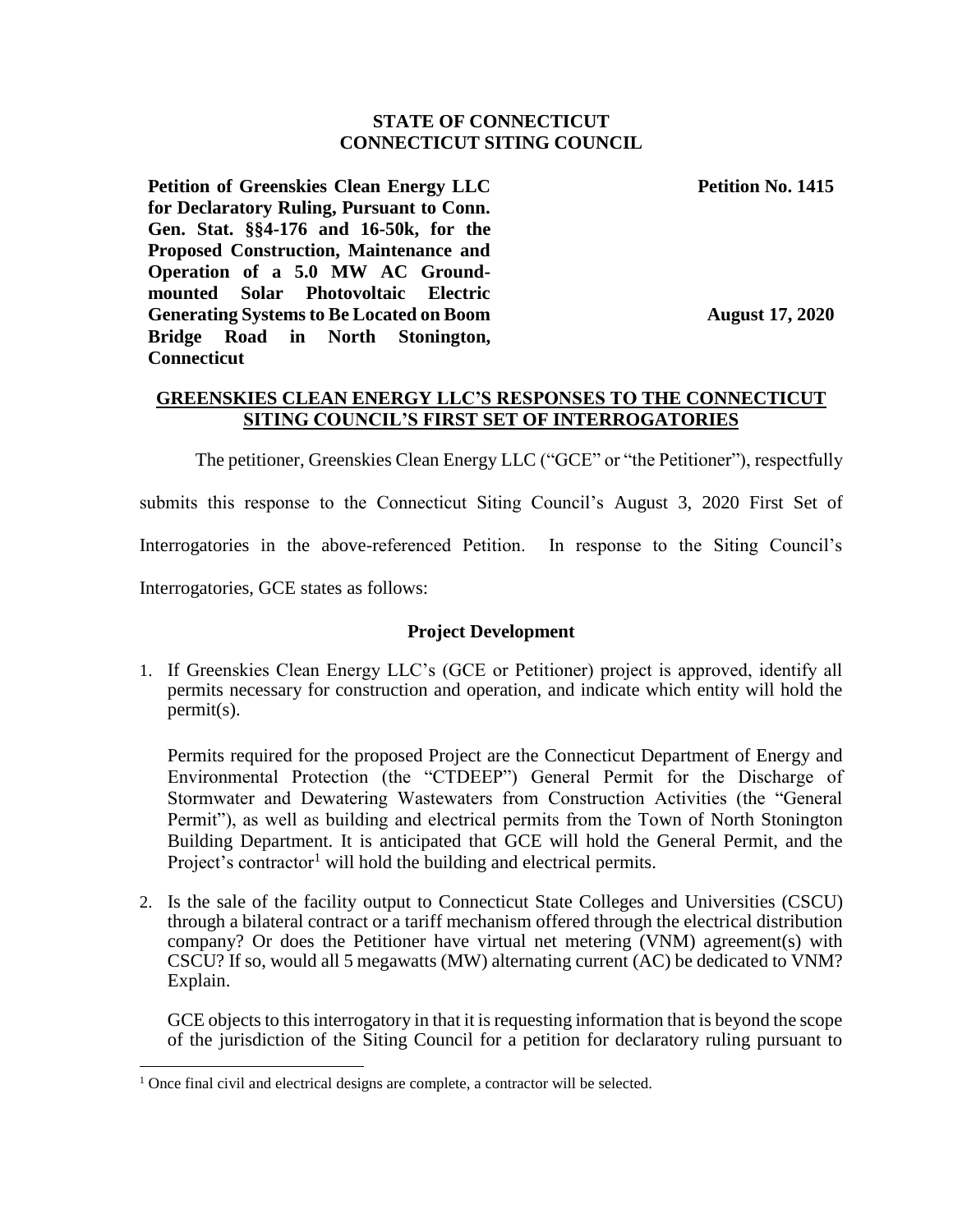**STATE OF CONNECTICUT**
**CONNECTICUT SITING COUNCIL**

| | |
|---|---|
| **Petition of Greenskies Clean Energy LLC for Declaratory Ruling, Pursuant to Conn. Gen. Stat. §§4-176 and 16-50k, for the Proposed Construction, Maintenance and Operation of a 5.0 MW AC Ground-mounted Solar Photovoltaic Electric Generating Systems to Be Located on Boom Bridge Road in North Stonington, Connecticut** | **Petition No. 1415** <br><br> **August 17, 2020** |

**GREENSKIES CLEAN ENERGY LLC'S RESPONSES TO THE CONNECTICUT SITING COUNCIL'S FIRST SET OF INTERROGATORIES**

The petitioner, Greenskies Clean Energy LLC ("GCE" or "the Petitioner"), respectfully submits this response to the Connecticut Siting Council's August 3, 2020 First Set of Interrogatories in the above-referenced Petition. In response to the Siting Council's Interrogatories, GCE states as follows:

## Project Development

1. If Greenskies Clean Energy LLC's (GCE or Petitioner) project is approved, identify all permits necessary for construction and operation, and indicate which entity will hold the permit(s).

   Permits required for the proposed Project are the Connecticut Department of Energy and Environmental Protection (the "CTDEEP") General Permit for the Discharge of Stormwater and Dewatering Wastewaters from Construction Activities (the "General Permit"), as well as building and electrical permits from the Town of North Stonington Building Department. It is anticipated that GCE will hold the General Permit, and the Project's contractor[1] will hold the building and electrical permits.

2. Is the sale of the facility output to Connecticut State Colleges and Universities (CSCU) through a bilateral contract or a tariff mechanism offered through the electrical distribution company? Or does the Petitioner have virtual net metering (VNM) agreement(s) with CSCU? If so, would all 5 megawatts (MW) alternating current (AC) be dedicated to VNM? Explain.

   GCE objects to this interrogatory in that it is requesting information that is beyond the scope of the jurisdiction of the Siting Council for a petition for declaratory ruling pursuant to

[1] Once final civil and electrical designs are complete, a contractor will be selected.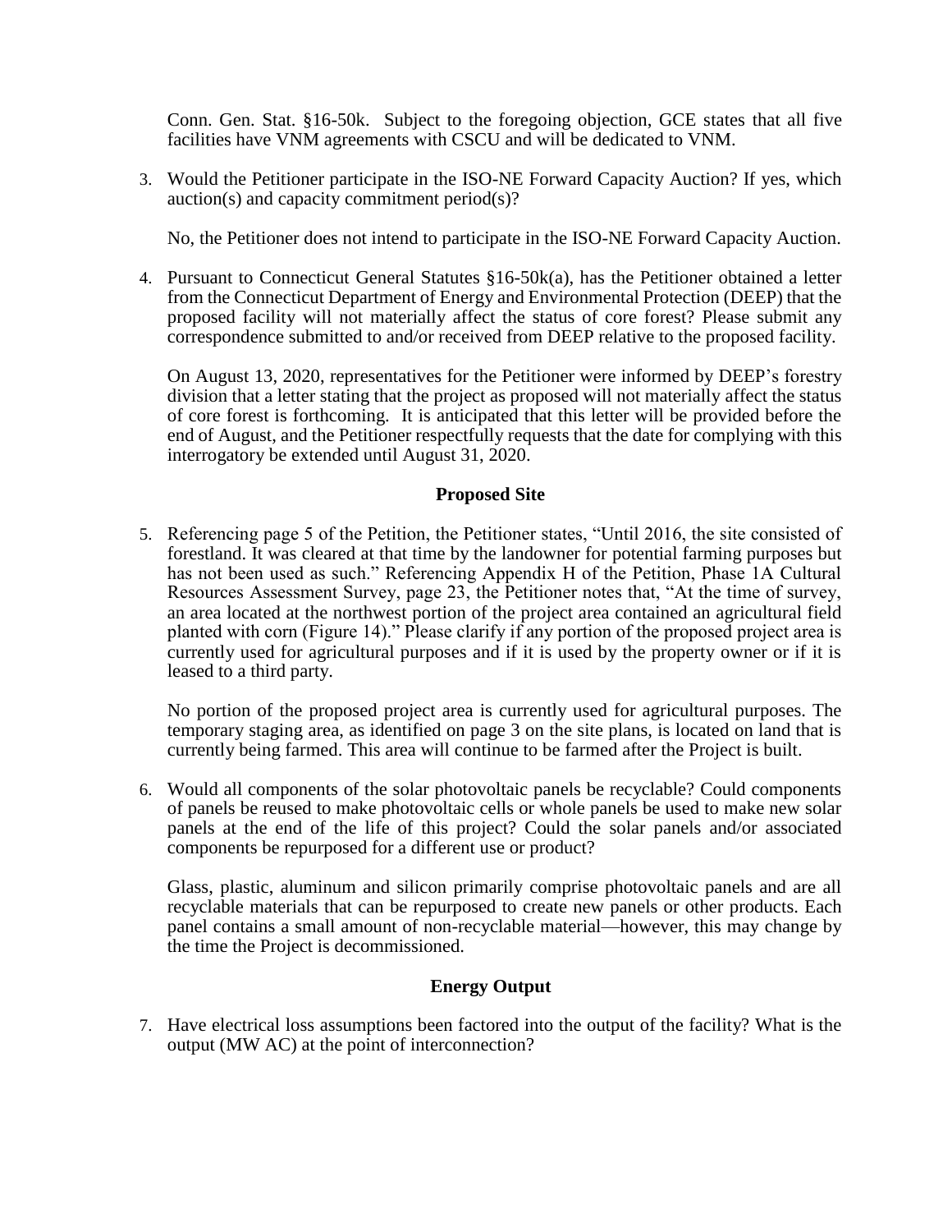Conn. Gen. Stat. §16-50k. Subject to the foregoing objection, GCE states that all five facilities have VNM agreements with CSCU and will be dedicated to VNM.

3. Would the Petitioner participate in the ISO-NE Forward Capacity Auction? If yes, which auction(s) and capacity commitment period(s)?

   No, the Petitioner does not intend to participate in the ISO-NE Forward Capacity Auction.

4. Pursuant to Connecticut General Statutes §16-50k(a), has the Petitioner obtained a letter from the Connecticut Department of Energy and Environmental Protection (DEEP) that the proposed facility will not materially affect the status of core forest? Please submit any correspondence submitted to and/or received from DEEP relative to the proposed facility.

   On August 13, 2020, representatives for the Petitioner were informed by DEEP's forestry division that a letter stating that the project as proposed will not materially affect the status of core forest is forthcoming. It is anticipated that this letter will be provided before the end of August, and the Petitioner respectfully requests that the date for complying with this interrogatory be extended until August 31, 2020.

**Proposed Site**

5. Referencing page 5 of the Petition, the Petitioner states, "Until 2016, the site consisted of forestland. It was cleared at that time by the landowner for potential farming purposes but has not been used as such." Referencing Appendix H of the Petition, Phase 1A Cultural Resources Assessment Survey, page 23, the Petitioner notes that, "At the time of survey, an area located at the northwest portion of the project area contained an agricultural field planted with corn (Figure 14)." Please clarify if any portion of the proposed project area is currently used for agricultural purposes and if it is used by the property owner or if it is leased to a third party.

   No portion of the proposed project area is currently used for agricultural purposes. The temporary staging area, as identified on page 3 on the site plans, is located on land that is currently being farmed. This area will continue to be farmed after the Project is built.

6. Would all components of the solar photovoltaic panels be recyclable? Could components of panels be reused to make photovoltaic cells or whole panels be used to make new solar panels at the end of the life of this project? Could the solar panels and/or associated components be repurposed for a different use or product?

   Glass, plastic, aluminum and silicon primarily comprise photovoltaic panels and are all recyclable materials that can be repurposed to create new panels or other products. Each panel contains a small amount of non-recyclable material—however, this may change by the time the Project is decommissioned.

**Energy Output**

7. Have electrical loss assumptions been factored into the output of the facility? What is the output (MW AC) at the point of interconnection?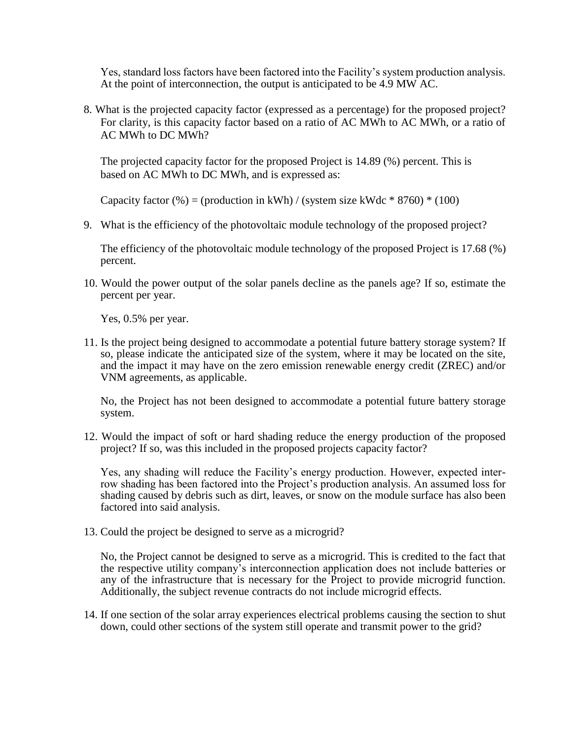Yes, standard loss factors have been factored into the Facility's system production analysis. At the point of interconnection, the output is anticipated to be 4.9 MW AC.

8. What is the projected capacity factor (expressed as a percentage) for the proposed project? For clarity, is this capacity factor based on a ratio of AC MWh to AC MWh, or a ratio of AC MWh to DC MWh?

   The projected capacity factor for the proposed Project is 14.89 (%) percent. This is based on AC MWh to DC MWh, and is expressed as:

   Capacity factor (%) = (production in kWh) / (system size kWdc * 8760) * (100)

9. What is the efficiency of the photovoltaic module technology of the proposed project?

   The efficiency of the photovoltaic module technology of the proposed Project is 17.68 (%) percent.

10. Would the power output of the solar panels decline as the panels age? If so, estimate the percent per year.

    Yes, 0.5% per year.

11. Is the project being designed to accommodate a potential future battery storage system? If so, please indicate the anticipated size of the system, where it may be located on the site, and the impact it may have on the zero emission renewable energy credit (ZREC) and/or VNM agreements, as applicable.

    No, the Project has not been designed to accommodate a potential future battery storage system.

12. Would the impact of soft or hard shading reduce the energy production of the proposed project? If so, was this included in the proposed projects capacity factor?

    Yes, any shading will reduce the Facility's energy production. However, expected inter-row shading has been factored into the Project's production analysis. An assumed loss for shading caused by debris such as dirt, leaves, or snow on the module surface has also been factored into said analysis.

13. Could the project be designed to serve as a microgrid?

    No, the Project cannot be designed to serve as a microgrid. This is credited to the fact that the respective utility company's interconnection application does not include batteries or any of the infrastructure that is necessary for the Project to provide microgrid function. Additionally, the subject revenue contracts do not include microgrid effects.

14. If one section of the solar array experiences electrical problems causing the section to shut down, could other sections of the system still operate and transmit power to the grid?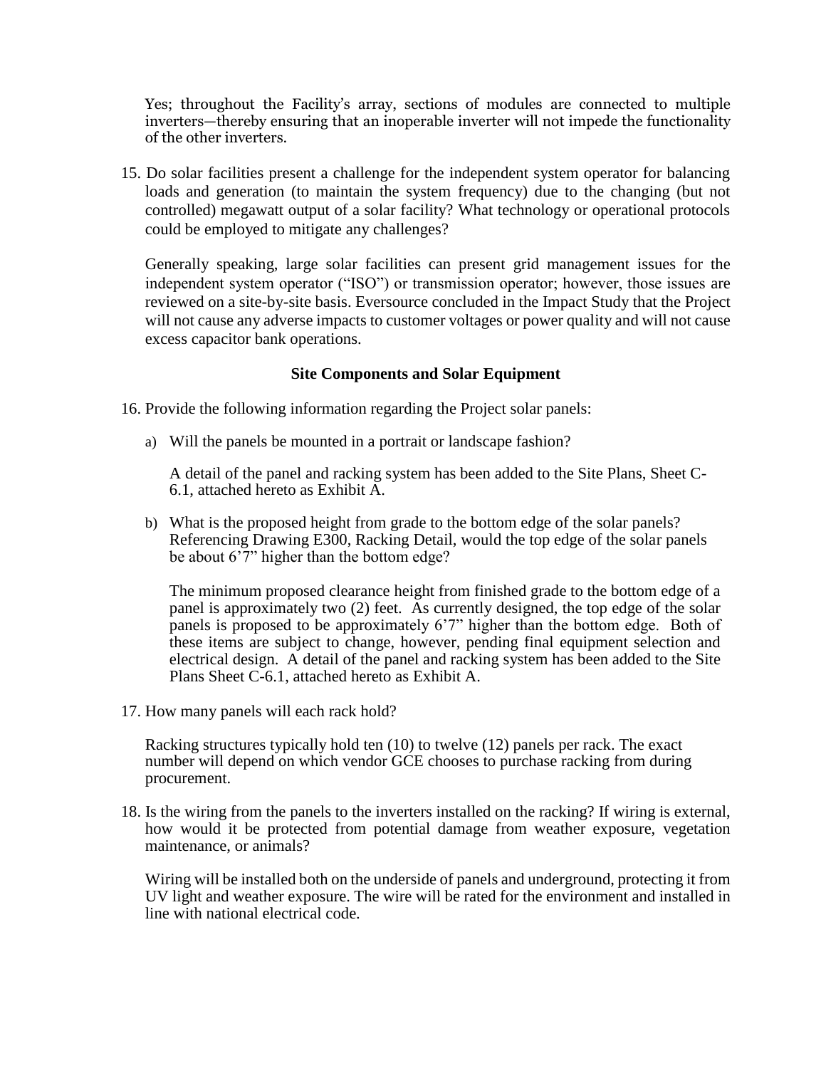Yes; throughout the Facility's array, sections of modules are connected to multiple inverters—thereby ensuring that an inoperable inverter will not impede the functionality of the other inverters.

15. Do solar facilities present a challenge for the independent system operator for balancing loads and generation (to maintain the system frequency) due to the changing (but not controlled) megawatt output of a solar facility? What technology or operational protocols could be employed to mitigate any challenges?

    Generally speaking, large solar facilities can present grid management issues for the independent system operator ("ISO") or transmission operator; however, those issues are reviewed on a site-by-site basis. Eversource concluded in the Impact Study that the Project will not cause any adverse impacts to customer voltages or power quality and will not cause excess capacitor bank operations.

**Site Components and Solar Equipment**

16. Provide the following information regarding the Project solar panels:

    a) Will the panels be mounted in a portrait or landscape fashion?

       A detail of the panel and racking system has been added to the Site Plans, Sheet C-6.1, attached hereto as Exhibit A.

    b) What is the proposed height from grade to the bottom edge of the solar panels? Referencing Drawing E300, Racking Detail, would the top edge of the solar panels be about 6'7" higher than the bottom edge?

       The minimum proposed clearance height from finished grade to the bottom edge of a panel is approximately two (2) feet. As currently designed, the top edge of the solar panels is proposed to be approximately 6'7" higher than the bottom edge. Both of these items are subject to change, however, pending final equipment selection and electrical design. A detail of the panel and racking system has been added to the Site Plans Sheet C-6.1, attached hereto as Exhibit A.

17. How many panels will each rack hold?

    Racking structures typically hold ten (10) to twelve (12) panels per rack. The exact number will depend on which vendor GCE chooses to purchase racking from during procurement.

18. Is the wiring from the panels to the inverters installed on the racking? If wiring is external, how would it be protected from potential damage from weather exposure, vegetation maintenance, or animals?

    Wiring will be installed both on the underside of panels and underground, protecting it from UV light and weather exposure. The wire will be rated for the environment and installed in line with national electrical code.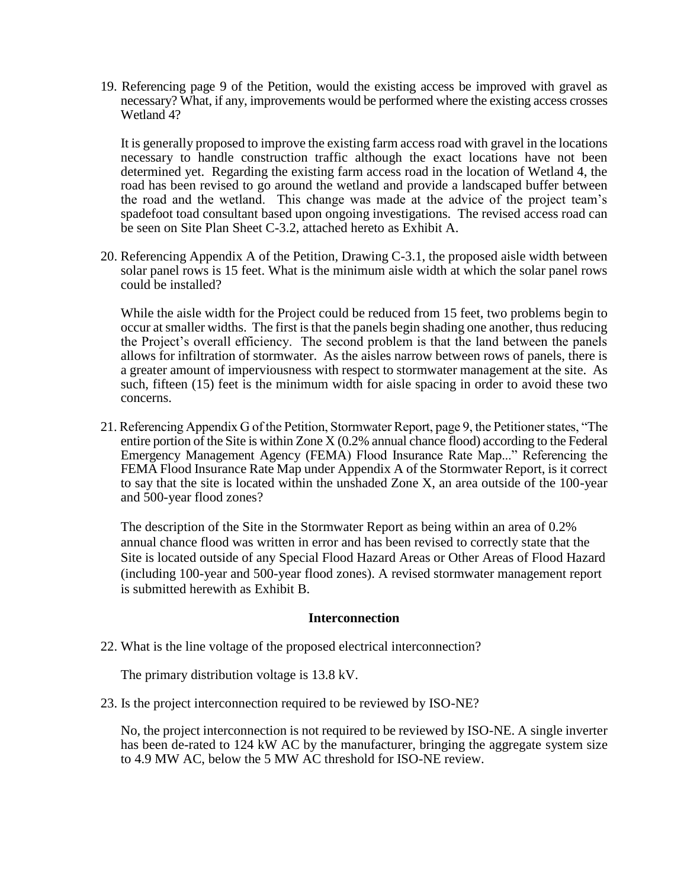19. Referencing page 9 of the Petition, would the existing access be improved with gravel as necessary? What, if any, improvements would be performed where the existing access crosses Wetland 4?

    It is generally proposed to improve the existing farm access road with gravel in the locations necessary to handle construction traffic although the exact locations have not been determined yet. Regarding the existing farm access road in the location of Wetland 4, the road has been revised to go around the wetland and provide a landscaped buffer between the road and the wetland. This change was made at the advice of the project team's spadefoot toad consultant based upon ongoing investigations. The revised access road can be seen on Site Plan Sheet C-3.2, attached hereto as Exhibit A.

20. Referencing Appendix A of the Petition, Drawing C-3.1, the proposed aisle width between solar panel rows is 15 feet. What is the minimum aisle width at which the solar panel rows could be installed?

    While the aisle width for the Project could be reduced from 15 feet, two problems begin to occur at smaller widths. The first is that the panels begin shading one another, thus reducing the Project's overall efficiency. The second problem is that the land between the panels allows for infiltration of stormwater. As the aisles narrow between rows of panels, there is a greater amount of imperviousness with respect to stormwater management at the site. As such, fifteen (15) feet is the minimum width for aisle spacing in order to avoid these two concerns.

21. Referencing Appendix G of the Petition, Stormwater Report, page 9, the Petitioner states, "The entire portion of the Site is within Zone X (0.2% annual chance flood) according to the Federal Emergency Management Agency (FEMA) Flood Insurance Rate Map..." Referencing the FEMA Flood Insurance Rate Map under Appendix A of the Stormwater Report, is it correct to say that the site is located within the unshaded Zone X, an area outside of the 100-year and 500-year flood zones?

    The description of the Site in the Stormwater Report as being within an area of 0.2% annual chance flood was written in error and has been revised to correctly state that the Site is located outside of any Special Flood Hazard Areas or Other Areas of Flood Hazard (including 100-year and 500-year flood zones). A revised stormwater management report is submitted herewith as Exhibit B.

## Interconnection

22. What is the line voltage of the proposed electrical interconnection?

    The primary distribution voltage is 13.8 kV.

23. Is the project interconnection required to be reviewed by ISO-NE?

    No, the project interconnection is not required to be reviewed by ISO-NE. A single inverter has been de-rated to 124 kW AC by the manufacturer, bringing the aggregate system size to 4.9 MW AC, below the 5 MW AC threshold for ISO-NE review.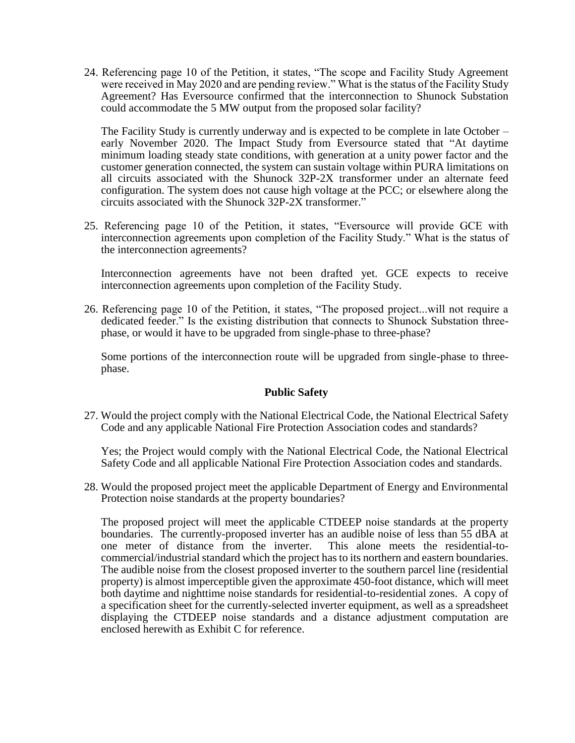24. Referencing page 10 of the Petition, it states, "The scope and Facility Study Agreement were received in May 2020 and are pending review." What is the status of the Facility Study Agreement? Has Eversource confirmed that the interconnection to Shunock Substation could accommodate the 5 MW output from the proposed solar facility?

    The Facility Study is currently underway and is expected to be complete in late October – early November 2020. The Impact Study from Eversource stated that "At daytime minimum loading steady state conditions, with generation at a unity power factor and the customer generation connected, the system can sustain voltage within PURA limitations on all circuits associated with the Shunock 32P-2X transformer under an alternate feed configuration. The system does not cause high voltage at the PCC; or elsewhere along the circuits associated with the Shunock 32P-2X transformer."

25. Referencing page 10 of the Petition, it states, "Eversource will provide GCE with interconnection agreements upon completion of the Facility Study." What is the status of the interconnection agreements?

    Interconnection agreements have not been drafted yet. GCE expects to receive interconnection agreements upon completion of the Facility Study.

26. Referencing page 10 of the Petition, it states, "The proposed project...will not require a dedicated feeder." Is the existing distribution that connects to Shunock Substation three-phase, or would it have to be upgraded from single-phase to three-phase?

    Some portions of the interconnection route will be upgraded from single-phase to three-phase.

**Public Safety**

27. Would the project comply with the National Electrical Code, the National Electrical Safety Code and any applicable National Fire Protection Association codes and standards?

    Yes; the Project would comply with the National Electrical Code, the National Electrical Safety Code and all applicable National Fire Protection Association codes and standards.

28. Would the proposed project meet the applicable Department of Energy and Environmental Protection noise standards at the property boundaries?

    The proposed project will meet the applicable CTDEEP noise standards at the property boundaries. The currently-proposed inverter has an audible noise of less than 55 dBA at one meter of distance from the inverter. This alone meets the residential-to-commercial/industrial standard which the project has to its northern and eastern boundaries. The audible noise from the closest proposed inverter to the southern parcel line (residential property) is almost imperceptible given the approximate 450-foot distance, which will meet both daytime and nighttime noise standards for residential-to-residential zones. A copy of a specification sheet for the currently-selected inverter equipment, as well as a spreadsheet displaying the CTDEEP noise standards and a distance adjustment computation are enclosed herewith as Exhibit C for reference.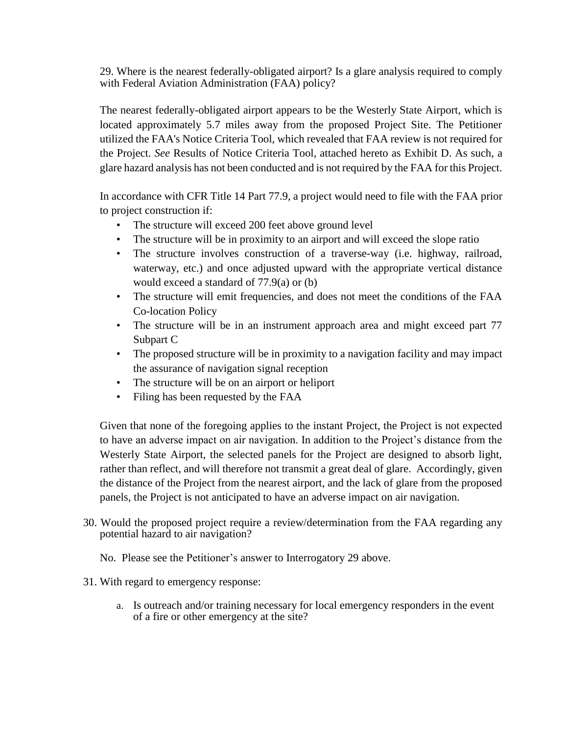29. Where is the nearest federally-obligated airport? Is a glare analysis required to comply with Federal Aviation Administration (FAA) policy?

The nearest federally-obligated airport appears to be the Westerly State Airport, which is located approximately 5.7 miles away from the proposed Project Site. The Petitioner utilized the FAA's Notice Criteria Tool, which revealed that FAA review is not required for the Project. *See* Results of Notice Criteria Tool, attached hereto as Exhibit D. As such, a glare hazard analysis has not been conducted and is not required by the FAA for this Project.

In accordance with CFR Title 14 Part 77.9, a project would need to file with the FAA prior to project construction if:

- The structure will exceed 200 feet above ground level
- The structure will be in proximity to an airport and will exceed the slope ratio
- The structure involves construction of a traverse-way (i.e. highway, railroad, waterway, etc.) and once adjusted upward with the appropriate vertical distance would exceed a standard of 77.9(a) or (b)
- The structure will emit frequencies, and does not meet the conditions of the FAA Co-location Policy
- The structure will be in an instrument approach area and might exceed part 77 Subpart C
- The proposed structure will be in proximity to a navigation facility and may impact the assurance of navigation signal reception
- The structure will be on an airport or heliport
- Filing has been requested by the FAA

Given that none of the foregoing applies to the instant Project, the Project is not expected to have an adverse impact on air navigation. In addition to the Project's distance from the Westerly State Airport, the selected panels for the Project are designed to absorb light, rather than reflect, and will therefore not transmit a great deal of glare. Accordingly, given the distance of the Project from the nearest airport, and the lack of glare from the proposed panels, the Project is not anticipated to have an adverse impact on air navigation.

30. Would the proposed project require a review/determination from the FAA regarding any potential hazard to air navigation?

    No. Please see the Petitioner's answer to Interrogatory 29 above.

31. With regard to emergency response:

    a. Is outreach and/or training necessary for local emergency responders in the event of a fire or other emergency at the site?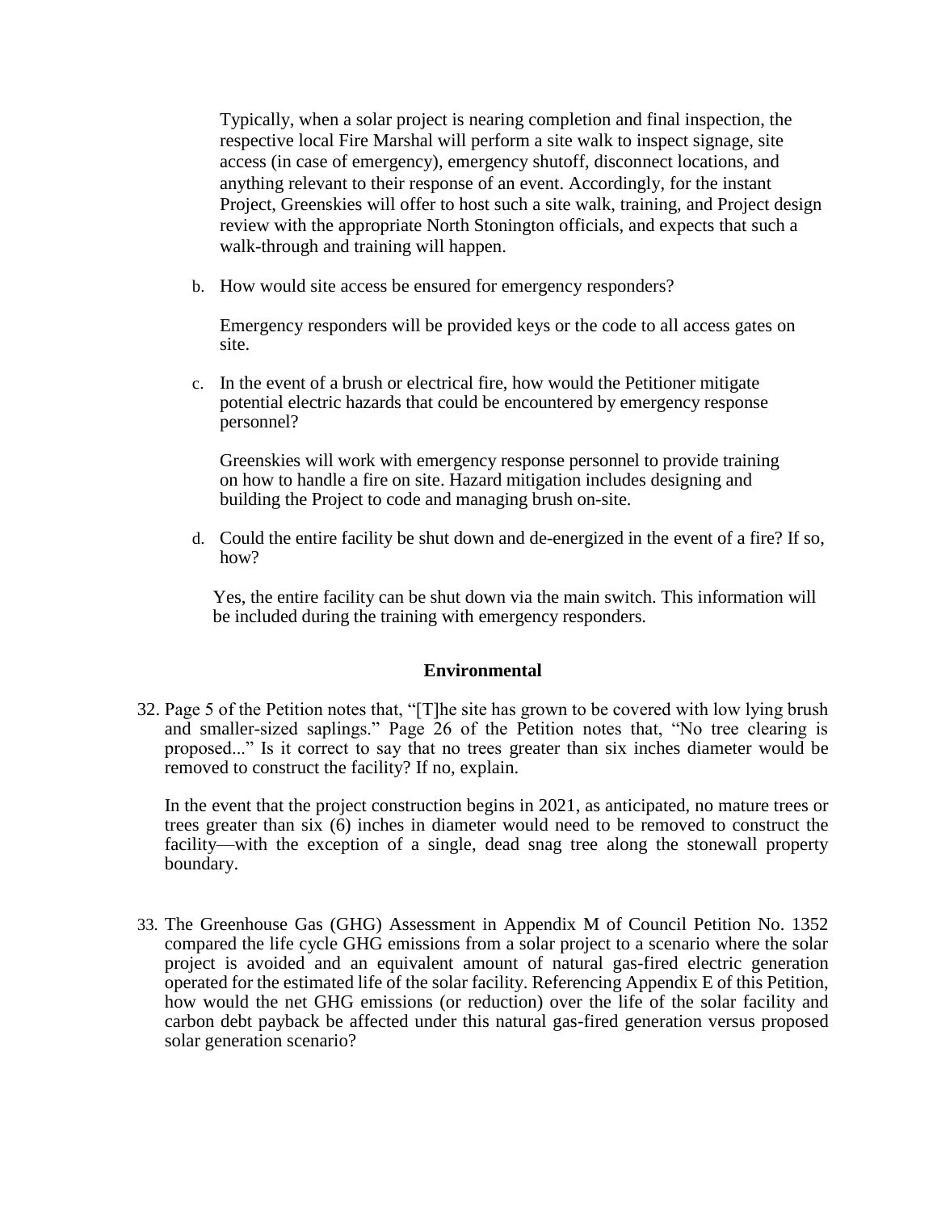Typically, when a solar project is nearing completion and final inspection, the respective local Fire Marshal will perform a site walk to inspect signage, site access (in case of emergency), emergency shutoff, disconnect locations, and anything relevant to their response of an event. Accordingly, for the instant Project, Greenskies will offer to host such a site walk, training, and Project design review with the appropriate North Stonington officials, and expects that such a walk-through and training will happen.

b. How would site access be ensured for emergency responders?

   Emergency responders will be provided keys or the code to all access gates on site.

c. In the event of a brush or electrical fire, how would the Petitioner mitigate potential electric hazards that could be encountered by emergency response personnel?

   Greenskies will work with emergency response personnel to provide training on how to handle a fire on site. Hazard mitigation includes designing and building the Project to code and managing brush on-site.

d. Could the entire facility be shut down and de-energized in the event of a fire? If so, how?

   Yes, the entire facility can be shut down via the main switch. This information will be included during the training with emergency responders.

## Environmental

32. Page 5 of the Petition notes that, "[T]he site has grown to be covered with low lying brush and smaller-sized saplings." Page 26 of the Petition notes that, "No tree clearing is proposed..." Is it correct to say that no trees greater than six inches diameter would be removed to construct the facility? If no, explain.

    In the event that the project construction begins in 2021, as anticipated, no mature trees or trees greater than six (6) inches in diameter would need to be removed to construct the facility—with the exception of a single, dead snag tree along the stonewall property boundary.

33. The Greenhouse Gas (GHG) Assessment in Appendix M of Council Petition No. 1352 compared the life cycle GHG emissions from a solar project to a scenario where the solar project is avoided and an equivalent amount of natural gas-fired electric generation operated for the estimated life of the solar facility. Referencing Appendix E of this Petition, how would the net GHG emissions (or reduction) over the life of the solar facility and carbon debt payback be affected under this natural gas-fired generation versus proposed solar generation scenario?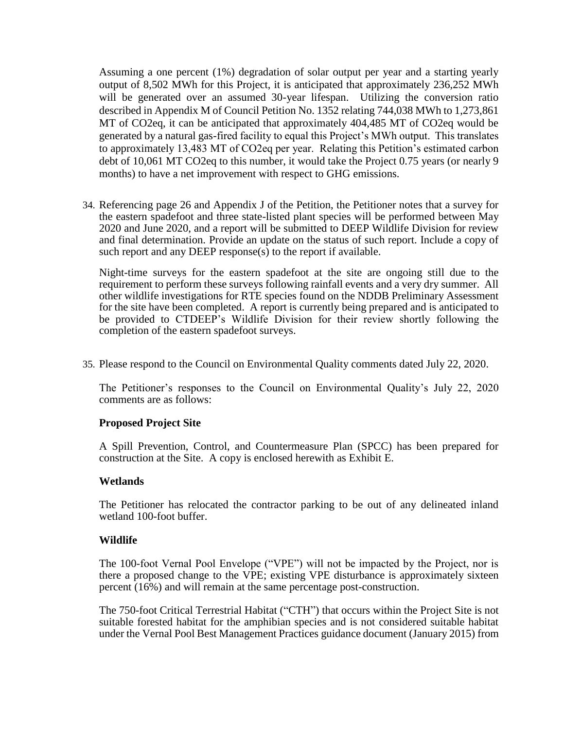Assuming a one percent (1%) degradation of solar output per year and a starting yearly output of 8,502 MWh for this Project, it is anticipated that approximately 236,252 MWh will be generated over an assumed 30-year lifespan. Utilizing the conversion ratio described in Appendix M of Council Petition No. 1352 relating 744,038 MWh to 1,273,861 MT of CO2eq, it can be anticipated that approximately 404,485 MT of CO2eq would be generated by a natural gas-fired facility to equal this Project's MWh output. This translates to approximately 13,483 MT of CO2eq per year. Relating this Petition's estimated carbon debt of 10,061 MT CO2eq to this number, it would take the Project 0.75 years (or nearly 9 months) to have a net improvement with respect to GHG emissions.

34. Referencing page 26 and Appendix J of the Petition, the Petitioner notes that a survey for the eastern spadefoot and three state-listed plant species will be performed between May 2020 and June 2020, and a report will be submitted to DEEP Wildlife Division for review and final determination. Provide an update on the status of such report. Include a copy of such report and any DEEP response(s) to the report if available.

    Night-time surveys for the eastern spadefoot at the site are ongoing still due to the requirement to perform these surveys following rainfall events and a very dry summer. All other wildlife investigations for RTE species found on the NDDB Preliminary Assessment for the site have been completed. A report is currently being prepared and is anticipated to be provided to CTDEEP's Wildlife Division for their review shortly following the completion of the eastern spadefoot surveys.

35. Please respond to the Council on Environmental Quality comments dated July 22, 2020.

    The Petitioner's responses to the Council on Environmental Quality's July 22, 2020 comments are as follows:

    **Proposed Project Site**

    A Spill Prevention, Control, and Countermeasure Plan (SPCC) has been prepared for construction at the Site. A copy is enclosed herewith as Exhibit E.

    **Wetlands**

    The Petitioner has relocated the contractor parking to be out of any delineated inland wetland 100-foot buffer.

    **Wildlife**

    The 100-foot Vernal Pool Envelope ("VPE") will not be impacted by the Project, nor is there a proposed change to the VPE; existing VPE disturbance is approximately sixteen percent (16%) and will remain at the same percentage post-construction.

    The 750-foot Critical Terrestrial Habitat ("CTH") that occurs within the Project Site is not suitable forested habitat for the amphibian species and is not considered suitable habitat under the Vernal Pool Best Management Practices guidance document (January 2015) from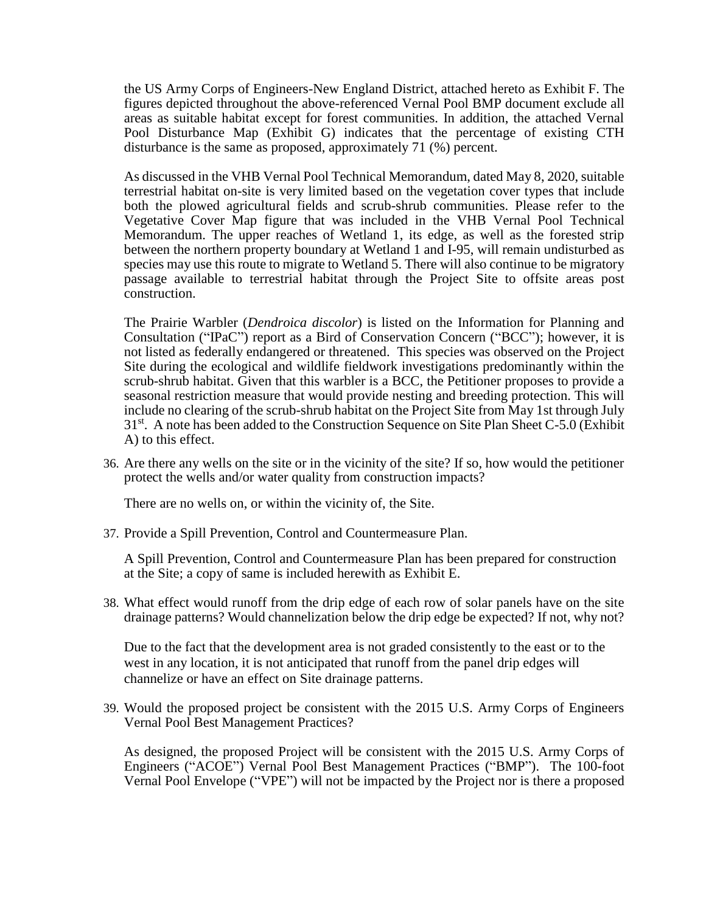the US Army Corps of Engineers-New England District, attached hereto as Exhibit F. The figures depicted throughout the above-referenced Vernal Pool BMP document exclude all areas as suitable habitat except for forest communities. In addition, the attached Vernal Pool Disturbance Map (Exhibit G) indicates that the percentage of existing CTH disturbance is the same as proposed, approximately 71 (%) percent.

As discussed in the VHB Vernal Pool Technical Memorandum, dated May 8, 2020, suitable terrestrial habitat on-site is very limited based on the vegetation cover types that include both the plowed agricultural fields and scrub-shrub communities. Please refer to the Vegetative Cover Map figure that was included in the VHB Vernal Pool Technical Memorandum. The upper reaches of Wetland 1, its edge, as well as the forested strip between the northern property boundary at Wetland 1 and I-95, will remain undisturbed as species may use this route to migrate to Wetland 5. There will also continue to be migratory passage available to terrestrial habitat through the Project Site to offsite areas post construction.

The Prairie Warbler (*Dendroica discolor*) is listed on the Information for Planning and Consultation ("IPaC") report as a Bird of Conservation Concern ("BCC"); however, it is not listed as federally endangered or threatened. This species was observed on the Project Site during the ecological and wildlife fieldwork investigations predominantly within the scrub-shrub habitat. Given that this warbler is a BCC, the Petitioner proposes to provide a seasonal restriction measure that would provide nesting and breeding protection. This will include no clearing of the scrub-shrub habitat on the Project Site from May 1st through July 31st. A note has been added to the Construction Sequence on Site Plan Sheet C-5.0 (Exhibit A) to this effect.

36. Are there any wells on the site or in the vicinity of the site? If so, how would the petitioner protect the wells and/or water quality from construction impacts?

    There are no wells on, or within the vicinity of, the Site.

37. Provide a Spill Prevention, Control and Countermeasure Plan.

    A Spill Prevention, Control and Countermeasure Plan has been prepared for construction at the Site; a copy of same is included herewith as Exhibit E.

38. What effect would runoff from the drip edge of each row of solar panels have on the site drainage patterns? Would channelization below the drip edge be expected? If not, why not?

    Due to the fact that the development area is not graded consistently to the east or to the west in any location, it is not anticipated that runoff from the panel drip edges will channelize or have an effect on Site drainage patterns.

39. Would the proposed project be consistent with the 2015 U.S. Army Corps of Engineers Vernal Pool Best Management Practices?

    As designed, the proposed Project will be consistent with the 2015 U.S. Army Corps of Engineers ("ACOE") Vernal Pool Best Management Practices ("BMP"). The 100-foot Vernal Pool Envelope ("VPE") will not be impacted by the Project nor is there a proposed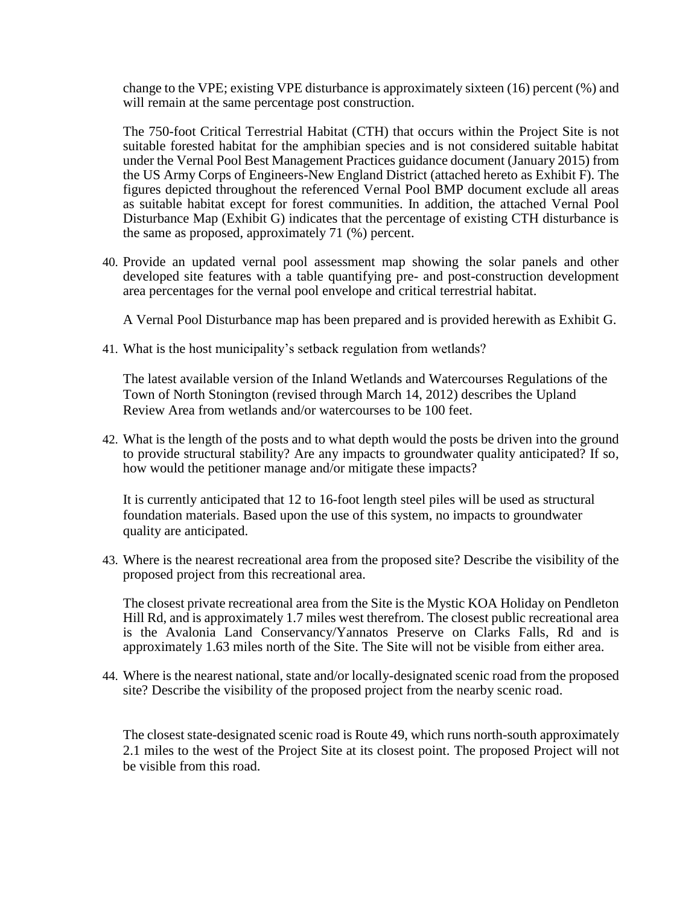change to the VPE; existing VPE disturbance is approximately sixteen (16) percent (%) and will remain at the same percentage post construction.

The 750-foot Critical Terrestrial Habitat (CTH) that occurs within the Project Site is not suitable forested habitat for the amphibian species and is not considered suitable habitat under the Vernal Pool Best Management Practices guidance document (January 2015) from the US Army Corps of Engineers-New England District (attached hereto as Exhibit F). The figures depicted throughout the referenced Vernal Pool BMP document exclude all areas as suitable habitat except for forest communities. In addition, the attached Vernal Pool Disturbance Map (Exhibit G) indicates that the percentage of existing CTH disturbance is the same as proposed, approximately 71 (%) percent.

40. Provide an updated vernal pool assessment map showing the solar panels and other developed site features with a table quantifying pre- and post-construction development area percentages for the vernal pool envelope and critical terrestrial habitat.

    A Vernal Pool Disturbance map has been prepared and is provided herewith as Exhibit G.

41. What is the host municipality's setback regulation from wetlands?

    The latest available version of the Inland Wetlands and Watercourses Regulations of the Town of North Stonington (revised through March 14, 2012) describes the Upland Review Area from wetlands and/or watercourses to be 100 feet.

42. What is the length of the posts and to what depth would the posts be driven into the ground to provide structural stability? Are any impacts to groundwater quality anticipated? If so, how would the petitioner manage and/or mitigate these impacts?

    It is currently anticipated that 12 to 16-foot length steel piles will be used as structural foundation materials. Based upon the use of this system, no impacts to groundwater quality are anticipated.

43. Where is the nearest recreational area from the proposed site? Describe the visibility of the proposed project from this recreational area.

    The closest private recreational area from the Site is the Mystic KOA Holiday on Pendleton Hill Rd, and is approximately 1.7 miles west therefrom. The closest public recreational area is the Avalonia Land Conservancy/Yannatos Preserve on Clarks Falls, Rd and is approximately 1.63 miles north of the Site. The Site will not be visible from either area.

44. Where is the nearest national, state and/or locally-designated scenic road from the proposed site? Describe the visibility of the proposed project from the nearby scenic road.

    The closest state-designated scenic road is Route 49, which runs north-south approximately 2.1 miles to the west of the Project Site at its closest point. The proposed Project will not be visible from this road.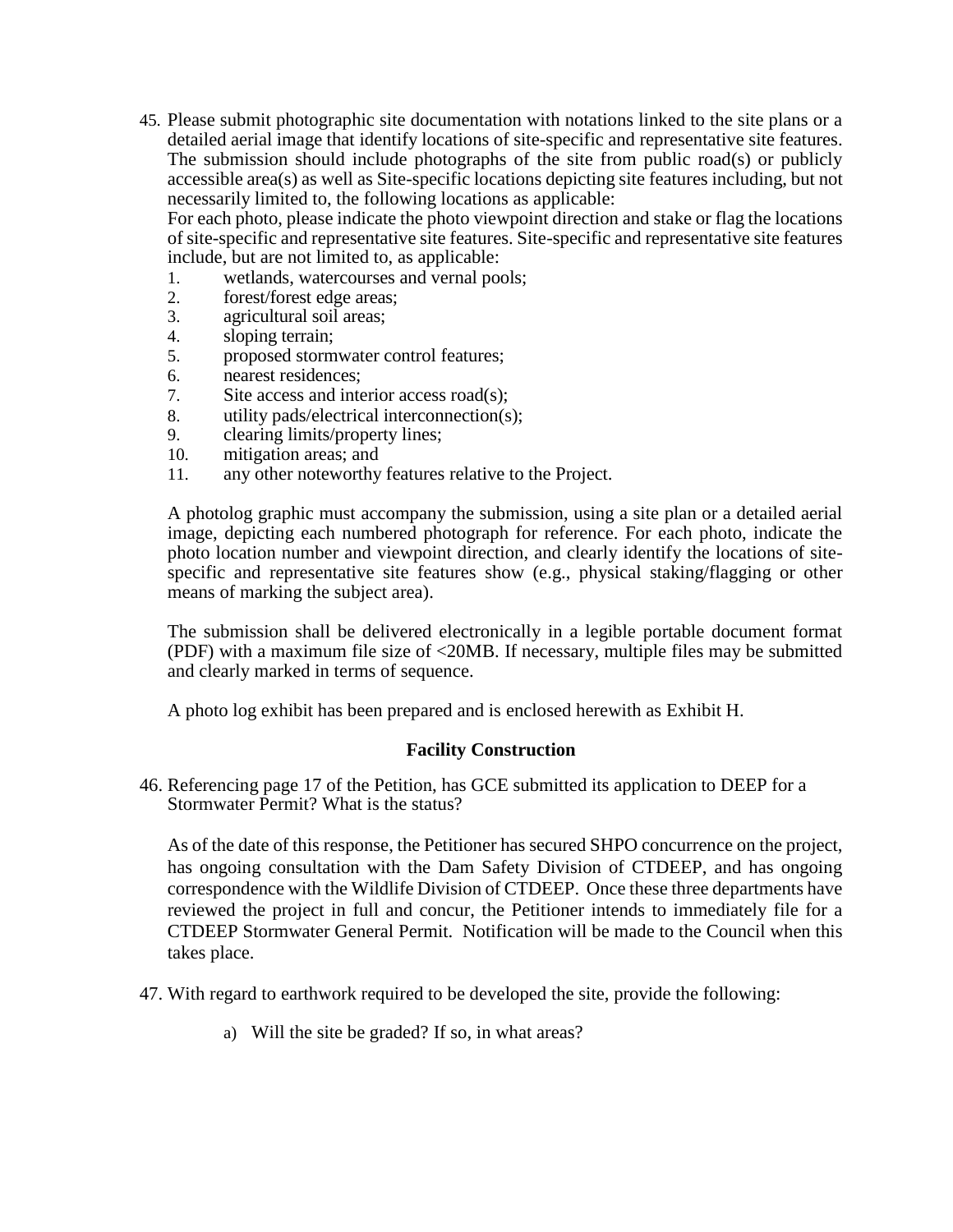45. Please submit photographic site documentation with notations linked to the site plans or a detailed aerial image that identify locations of site-specific and representative site features. The submission should include photographs of the site from public road(s) or publicly accessible area(s) as well as Site-specific locations depicting site features including, but not necessarily limited to, the following locations as applicable:

    For each photo, please indicate the photo viewpoint direction and stake or flag the locations of site-specific and representative site features. Site-specific and representative site features include, but are not limited to, as applicable:

    1. wetlands, watercourses and vernal pools;
    2. forest/forest edge areas;
    3. agricultural soil areas;
    4. sloping terrain;
    5. proposed stormwater control features;
    6. nearest residences;
    7. Site access and interior access road(s);
    8. utility pads/electrical interconnection(s);
    9. clearing limits/property lines;
    10. mitigation areas; and
    11. any other noteworthy features relative to the Project.

    A photolog graphic must accompany the submission, using a site plan or a detailed aerial image, depicting each numbered photograph for reference. For each photo, indicate the photo location number and viewpoint direction, and clearly identify the locations of site-specific and representative site features show (e.g., physical staking/flagging or other means of marking the subject area).

    The submission shall be delivered electronically in a legible portable document format (PDF) with a maximum file size of <20MB. If necessary, multiple files may be submitted and clearly marked in terms of sequence.

    A photo log exhibit has been prepared and is enclosed herewith as Exhibit H.

**Facility Construction**

46. Referencing page 17 of the Petition, has GCE submitted its application to DEEP for a Stormwater Permit? What is the status?

    As of the date of this response, the Petitioner has secured SHPO concurrence on the project, has ongoing consultation with the Dam Safety Division of CTDEEP, and has ongoing correspondence with the Wildlife Division of CTDEEP. Once these three departments have reviewed the project in full and concur, the Petitioner intends to immediately file for a CTDEEP Stormwater General Permit. Notification will be made to the Council when this takes place.

47. With regard to earthwork required to be developed the site, provide the following:

    a) Will the site be graded? If so, in what areas?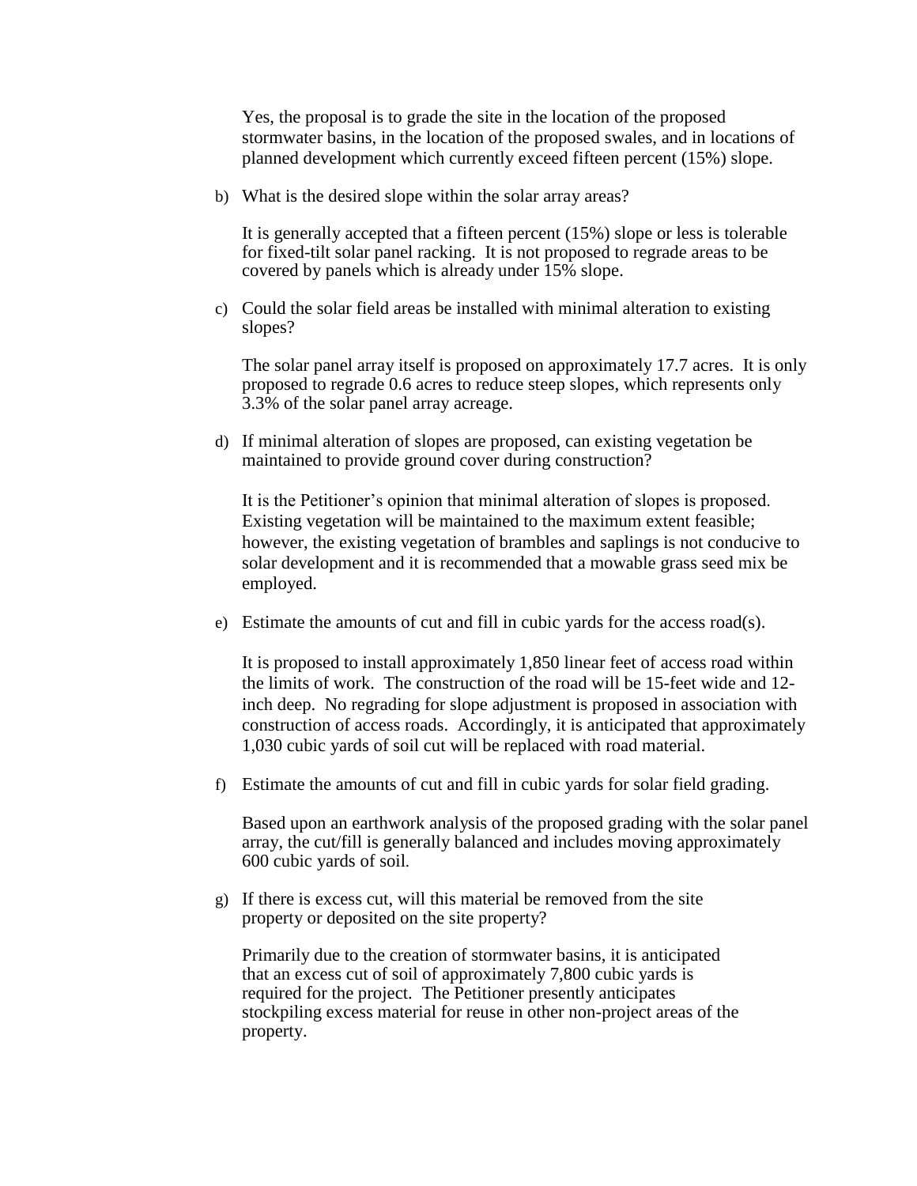Yes, the proposal is to grade the site in the location of the proposed stormwater basins, in the location of the proposed swales, and in locations of planned development which currently exceed fifteen percent (15%) slope.

b) What is the desired slope within the solar array areas?

   It is generally accepted that a fifteen percent (15%) slope or less is tolerable for fixed-tilt solar panel racking. It is not proposed to regrade areas to be covered by panels which is already under 15% slope.

c) Could the solar field areas be installed with minimal alteration to existing slopes?

   The solar panel array itself is proposed on approximately 17.7 acres. It is only proposed to regrade 0.6 acres to reduce steep slopes, which represents only 3.3% of the solar panel array acreage.

d) If minimal alteration of slopes are proposed, can existing vegetation be maintained to provide ground cover during construction?

   It is the Petitioner's opinion that minimal alteration of slopes is proposed. Existing vegetation will be maintained to the maximum extent feasible; however, the existing vegetation of brambles and saplings is not conducive to solar development and it is recommended that a mowable grass seed mix be employed.

e) Estimate the amounts of cut and fill in cubic yards for the access road(s).

   It is proposed to install approximately 1,850 linear feet of access road within the limits of work. The construction of the road will be 15-feet wide and 12-inch deep. No regrading for slope adjustment is proposed in association with construction of access roads. Accordingly, it is anticipated that approximately 1,030 cubic yards of soil cut will be replaced with road material.

f) Estimate the amounts of cut and fill in cubic yards for solar field grading.

   Based upon an earthwork analysis of the proposed grading with the solar panel array, the cut/fill is generally balanced and includes moving approximately 600 cubic yards of soil.

g) If there is excess cut, will this material be removed from the site property or deposited on the site property?

   Primarily due to the creation of stormwater basins, it is anticipated that an excess cut of soil of approximately 7,800 cubic yards is required for the project. The Petitioner presently anticipates stockpiling excess material for reuse in other non-project areas of the property.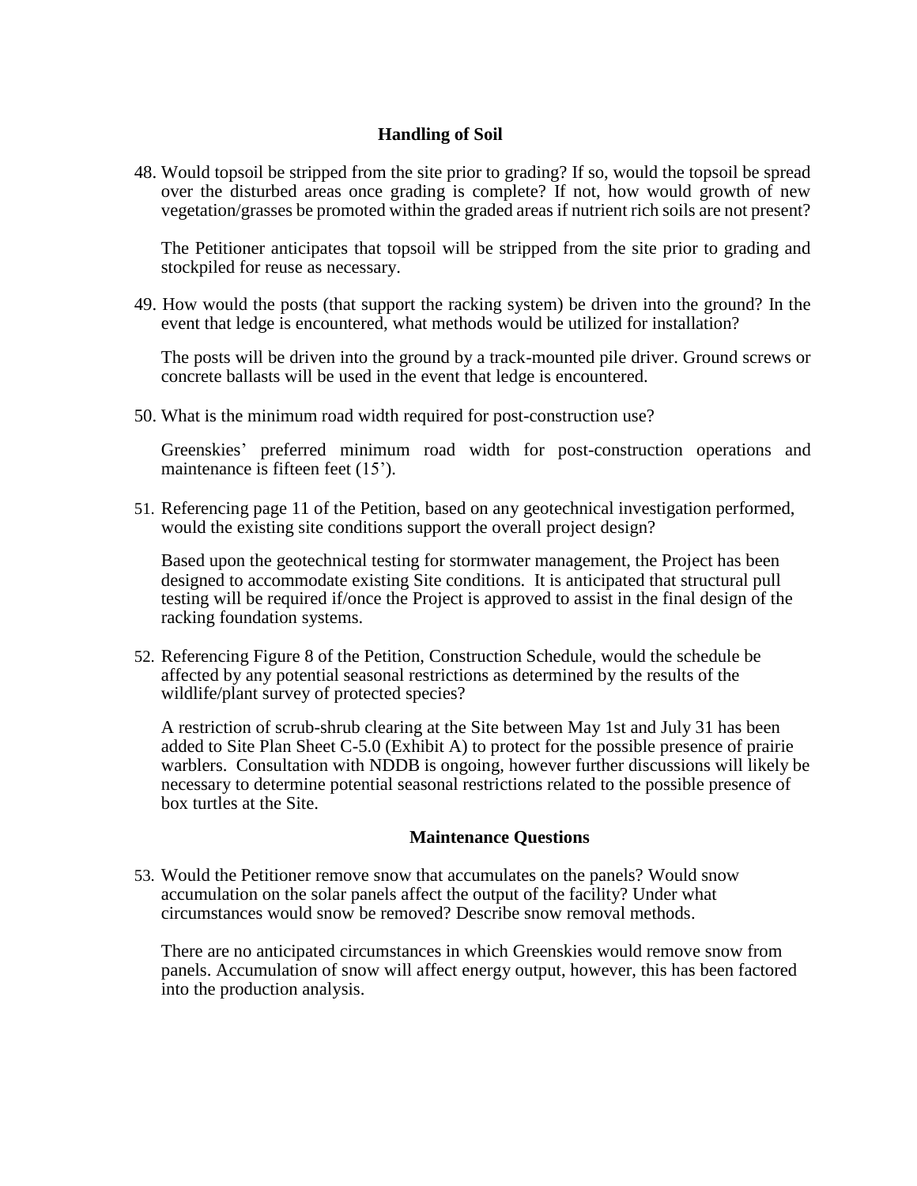## Handling of Soil

48. Would topsoil be stripped from the site prior to grading? If so, would the topsoil be spread over the disturbed areas once grading is complete? If not, how would growth of new vegetation/grasses be promoted within the graded areas if nutrient rich soils are not present?

    The Petitioner anticipates that topsoil will be stripped from the site prior to grading and stockpiled for reuse as necessary.

49. How would the posts (that support the racking system) be driven into the ground? In the event that ledge is encountered, what methods would be utilized for installation?

    The posts will be driven into the ground by a track-mounted pile driver. Ground screws or concrete ballasts will be used in the event that ledge is encountered.

50. What is the minimum road width required for post-construction use?

    Greenskies' preferred minimum road width for post-construction operations and maintenance is fifteen feet (15').

51. Referencing page 11 of the Petition, based on any geotechnical investigation performed, would the existing site conditions support the overall project design?

    Based upon the geotechnical testing for stormwater management, the Project has been designed to accommodate existing Site conditions. It is anticipated that structural pull testing will be required if/once the Project is approved to assist in the final design of the racking foundation systems.

52. Referencing Figure 8 of the Petition, Construction Schedule, would the schedule be affected by any potential seasonal restrictions as determined by the results of the wildlife/plant survey of protected species?

    A restriction of scrub-shrub clearing at the Site between May 1st and July 31 has been added to Site Plan Sheet C-5.0 (Exhibit A) to protect for the possible presence of prairie warblers. Consultation with NDDB is ongoing, however further discussions will likely be necessary to determine potential seasonal restrictions related to the possible presence of box turtles at the Site.

## Maintenance Questions

53. Would the Petitioner remove snow that accumulates on the panels? Would snow accumulation on the solar panels affect the output of the facility? Under what circumstances would snow be removed? Describe snow removal methods.

    There are no anticipated circumstances in which Greenskies would remove snow from panels. Accumulation of snow will affect energy output, however, this has been factored into the production analysis.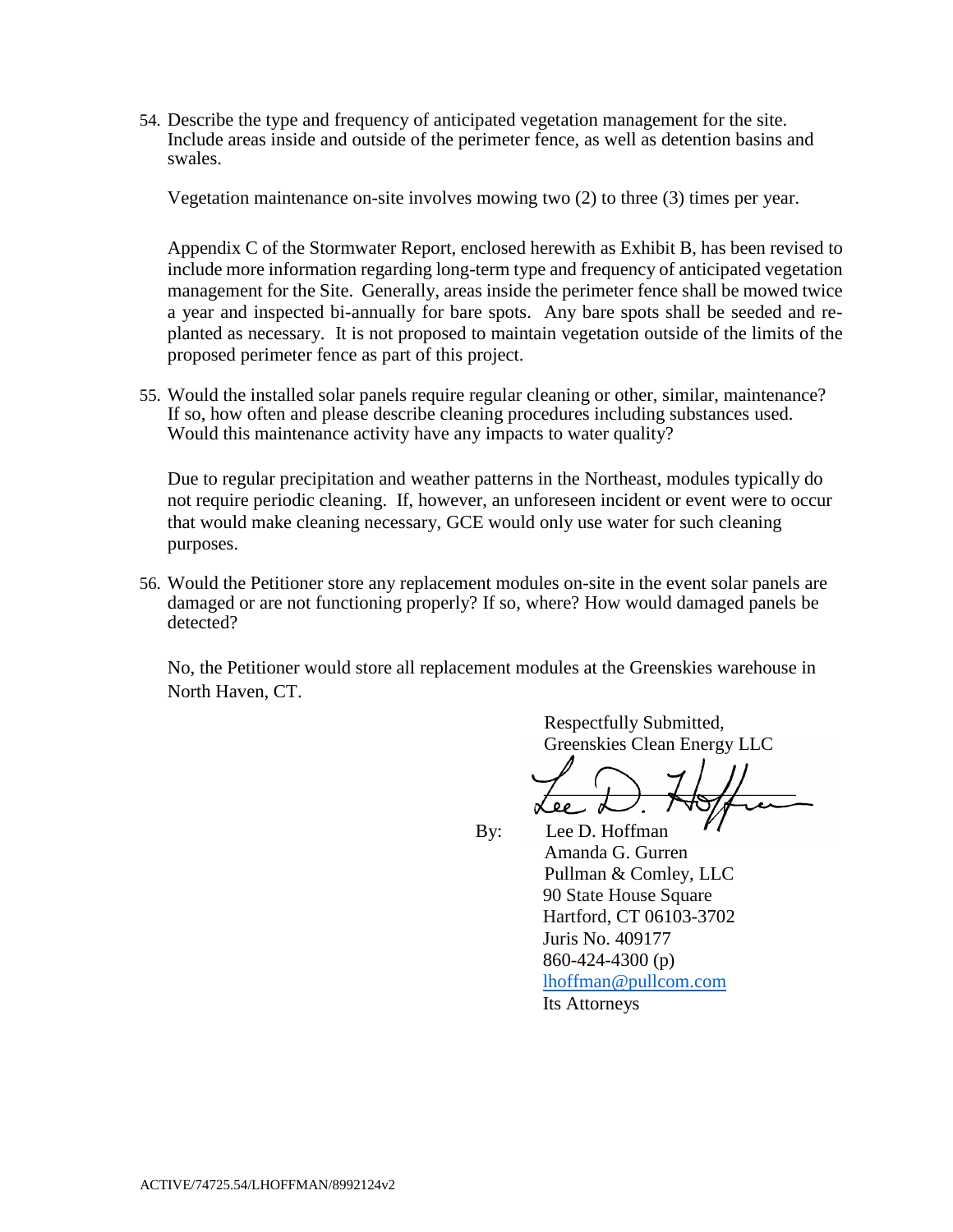54. Describe the type and frequency of anticipated vegetation management for the site. Include areas inside and outside of the perimeter fence, as well as detention basins and swales.

    Vegetation maintenance on-site involves mowing two (2) to three (3) times per year.

    Appendix C of the Stormwater Report, enclosed herewith as Exhibit B, has been revised to include more information regarding long-term type and frequency of anticipated vegetation management for the Site. Generally, areas inside the perimeter fence shall be mowed twice a year and inspected bi-annually for bare spots. Any bare spots shall be seeded and re-planted as necessary. It is not proposed to maintain vegetation outside of the limits of the proposed perimeter fence as part of this project.

55. Would the installed solar panels require regular cleaning or other, similar, maintenance? If so, how often and please describe cleaning procedures including substances used. Would this maintenance activity have any impacts to water quality?

    Due to regular precipitation and weather patterns in the Northeast, modules typically do not require periodic cleaning. If, however, an unforeseen incident or event were to occur that would make cleaning necessary, GCE would only use water for such cleaning purposes.

56. Would the Petitioner store any replacement modules on-site in the event solar panels are damaged or are not functioning properly? If so, where? How would damaged panels be detected?

    No, the Petitioner would store all replacement modules at the Greenskies warehouse in North Haven, CT.

Respectfully Submitted,
Greenskies Clean Energy LLC

By: Lee D. Hoffman
Amanda G. Gurren
Pullman & Comley, LLC
90 State House Square
Hartford, CT 06103-3702
Juris No. 409177
860-424-4300 (p)
lhoffman@pullcom.com
Its Attorneys

ACTIVE/74725.54/LHOFFMAN/8992124v2